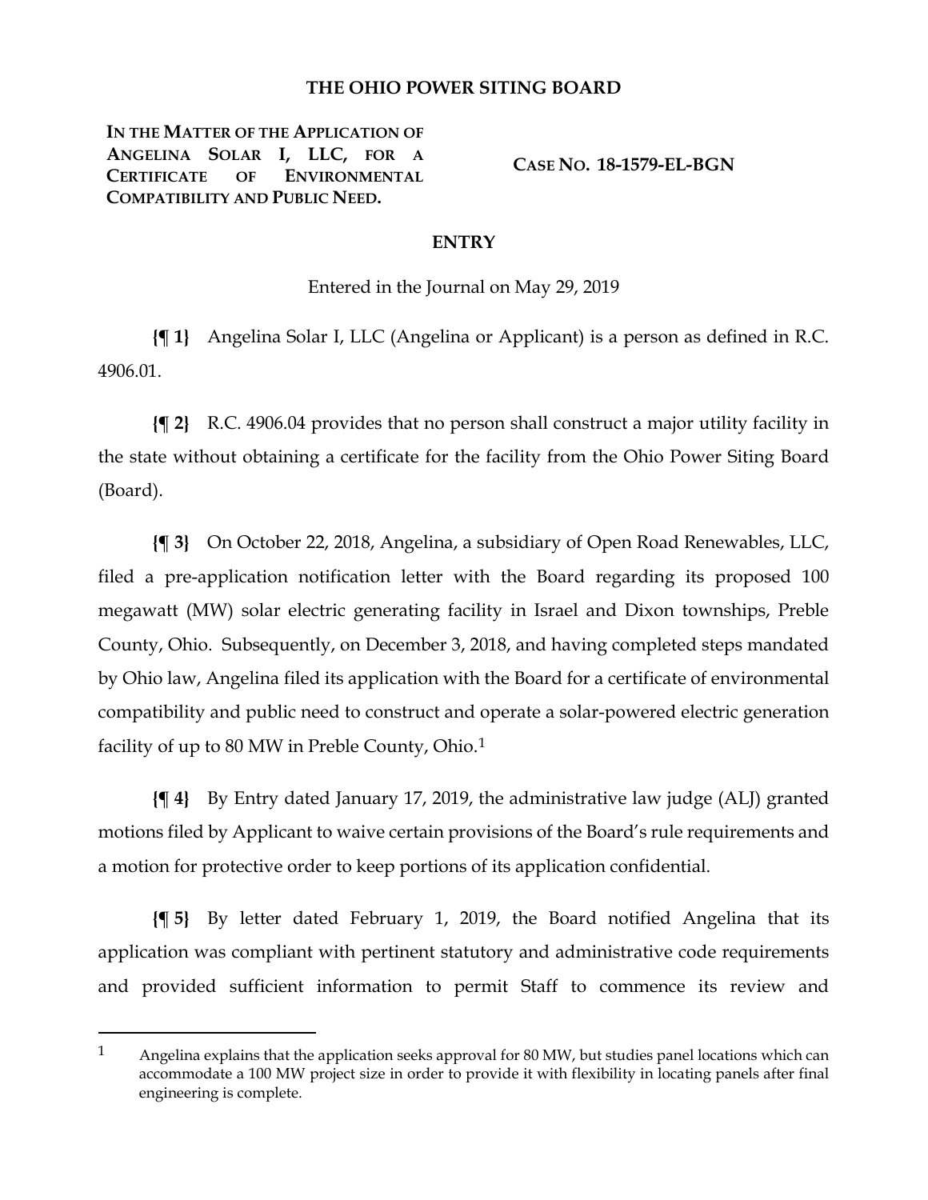# THE OHIO POWER SITING BOARD

**IN THE MATTER OF THE APPLICATION OF ANGELINA SOLAR I, LLC, FOR A CERTIFICATE OF ENVIRONMENTAL COMPATIBILITY AND PUBLIC NEED.**

**CASE NO. 18-1579-EL-BGN**

## ENTRY

Entered in the Journal on May 29, 2019

**{¶ 1}** Angelina Solar I, LLC (Angelina or Applicant) is a person as defined in R.C. 4906.01.

**{¶ 2}** R.C. 4906.04 provides that no person shall construct a major utility facility in the state without obtaining a certificate for the facility from the Ohio Power Siting Board (Board).

**{¶ 3}** On October 22, 2018, Angelina, a subsidiary of Open Road Renewables, LLC, filed a pre-application notification letter with the Board regarding its proposed 100 megawatt (MW) solar electric generating facility in Israel and Dixon townships, Preble County, Ohio. Subsequently, on December 3, 2018, and having completed steps mandated by Ohio law, Angelina filed its application with the Board for a certificate of environmental compatibility and public need to construct and operate a solar-powered electric generation facility of up to 80 MW in Preble County, Ohio.[1]

**{¶ 4}** By Entry dated January 17, 2019, the administrative law judge (ALJ) granted motions filed by Applicant to waive certain provisions of the Board's rule requirements and a motion for protective order to keep portions of its application confidential.

**{¶ 5}** By letter dated February 1, 2019, the Board notified Angelina that its application was compliant with pertinent statutory and administrative code requirements and provided sufficient information to permit Staff to commence its review and

---

[1] Angelina explains that the application seeks approval for 80 MW, but studies panel locations which can accommodate a 100 MW project size in order to provide it with flexibility in locating panels after final engineering is complete.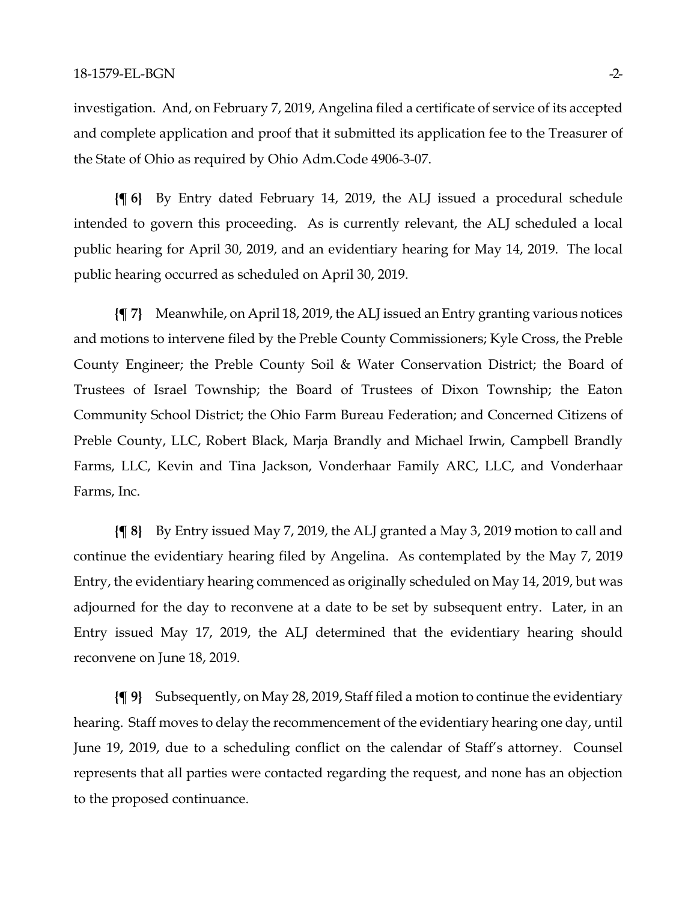investigation. And, on February 7, 2019, Angelina filed a certificate of service of its accepted and complete application and proof that it submitted its application fee to the Treasurer of the State of Ohio as required by Ohio Adm.Code 4906-3-07.

**{¶ 6}** By Entry dated February 14, 2019, the ALJ issued a procedural schedule intended to govern this proceeding. As is currently relevant, the ALJ scheduled a local public hearing for April 30, 2019, and an evidentiary hearing for May 14, 2019. The local public hearing occurred as scheduled on April 30, 2019.

**{¶ 7}** Meanwhile, on April 18, 2019, the ALJ issued an Entry granting various notices and motions to intervene filed by the Preble County Commissioners; Kyle Cross, the Preble County Engineer; the Preble County Soil & Water Conservation District; the Board of Trustees of Israel Township; the Board of Trustees of Dixon Township; the Eaton Community School District; the Ohio Farm Bureau Federation; and Concerned Citizens of Preble County, LLC, Robert Black, Marja Brandly and Michael Irwin, Campbell Brandly Farms, LLC, Kevin and Tina Jackson, Vonderhaar Family ARC, LLC, and Vonderhaar Farms, Inc.

**{¶ 8}** By Entry issued May 7, 2019, the ALJ granted a May 3, 2019 motion to call and continue the evidentiary hearing filed by Angelina. As contemplated by the May 7, 2019 Entry, the evidentiary hearing commenced as originally scheduled on May 14, 2019, but was adjourned for the day to reconvene at a date to be set by subsequent entry. Later, in an Entry issued May 17, 2019, the ALJ determined that the evidentiary hearing should reconvene on June 18, 2019.

**{¶ 9}** Subsequently, on May 28, 2019, Staff filed a motion to continue the evidentiary hearing. Staff moves to delay the recommencement of the evidentiary hearing one day, until June 19, 2019, due to a scheduling conflict on the calendar of Staff's attorney. Counsel represents that all parties were contacted regarding the request, and none has an objection to the proposed continuance.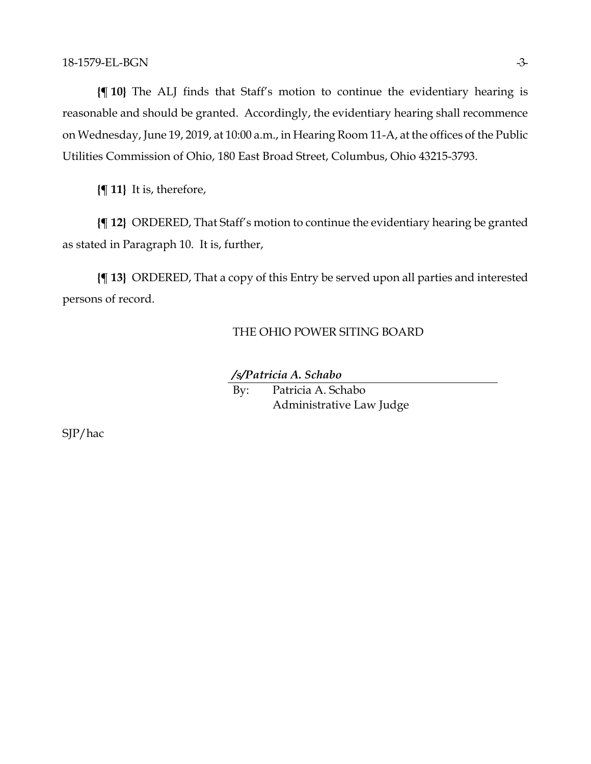**{¶ 10}** The ALJ finds that Staff's motion to continue the evidentiary hearing is reasonable and should be granted. Accordingly, the evidentiary hearing shall recommence on Wednesday, June 19, 2019, at 10:00 a.m., in Hearing Room 11-A, at the offices of the Public Utilities Commission of Ohio, 180 East Broad Street, Columbus, Ohio 43215-3793.

**{¶ 11}** It is, therefore,

**{¶ 12}** ORDERED, That Staff's motion to continue the evidentiary hearing be granted as stated in Paragraph 10. It is, further,

**{¶ 13}** ORDERED, That a copy of this Entry be served upon all parties and interested persons of record.

THE OHIO POWER SITING BOARD

***/s/Patricia A. Schabo***

By: Patricia A. Schabo
Administrative Law Judge

SJP/hac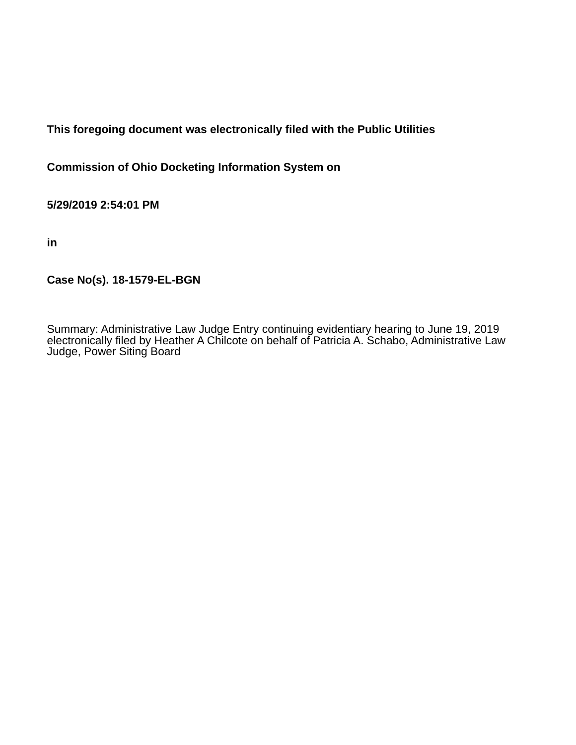**This foregoing document was electronically filed with the Public Utilities**

**Commission of Ohio Docketing Information System on**

**5/29/2019 2:54:01 PM**

**in**

**Case No(s). 18-1579-EL-BGN**

Summary: Administrative Law Judge Entry continuing evidentiary hearing to June 19, 2019 electronically filed by Heather A Chilcote on behalf of Patricia A. Schabo, Administrative Law Judge, Power Siting Board